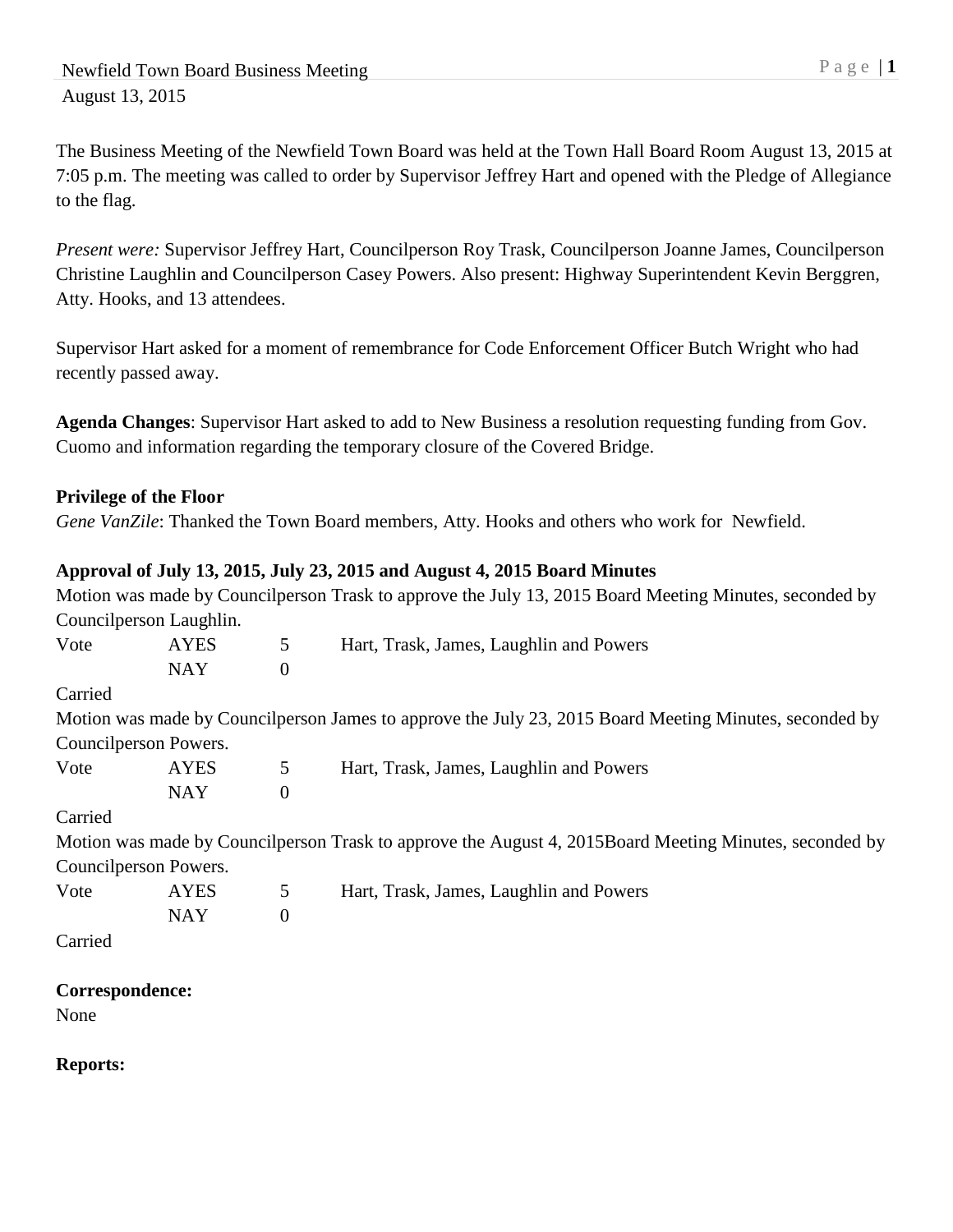Newfield Town Board Business Meeting
August 13, 2015

The Business Meeting of the Newfield Town Board was held at the Town Hall Board Room August 13, 2015 at 7:05 p.m. The meeting was called to order by Supervisor Jeffrey Hart and opened with the Pledge of Allegiance to the flag.

*Present were:* Supervisor Jeffrey Hart, Councilperson Roy Trask, Councilperson Joanne James, Councilperson Christine Laughlin and Councilperson Casey Powers. Also present: Highway Superintendent Kevin Berggren, Atty. Hooks, and 13 attendees.

Supervisor Hart asked for a moment of remembrance for Code Enforcement Officer Butch Wright who had recently passed away.

**Agenda Changes**: Supervisor Hart asked to add to New Business a resolution requesting funding from Gov. Cuomo and information regarding the temporary closure of the Covered Bridge.

**Privilege of the Floor**

*Gene VanZile*: Thanked the Town Board members, Atty. Hooks and others who work for Newfield.

**Approval of July 13, 2015, July 23, 2015 and August 4, 2015 Board Minutes**

Motion was made by Councilperson Trask to approve the July 13, 2015 Board Meeting Minutes, seconded by Councilperson Laughlin.

| Vote | AYES | 5 | Hart, Trask, James, Laughlin and Powers |
|---|---|---|---|
| | NAY | 0 | |

Carried

Motion was made by Councilperson James to approve the July 23, 2015 Board Meeting Minutes, seconded by Councilperson Powers.

| Vote | AYES | 5 | Hart, Trask, James, Laughlin and Powers |
|---|---|---|---|
| | NAY | 0 | |

Carried

Motion was made by Councilperson Trask to approve the August 4, 2015Board Meeting Minutes, seconded by Councilperson Powers.

| Vote | AYES | 5 | Hart, Trask, James, Laughlin and Powers |
|---|---|---|---|
| | NAY | 0 | |

Carried

**Correspondence:**

None

**Reports:**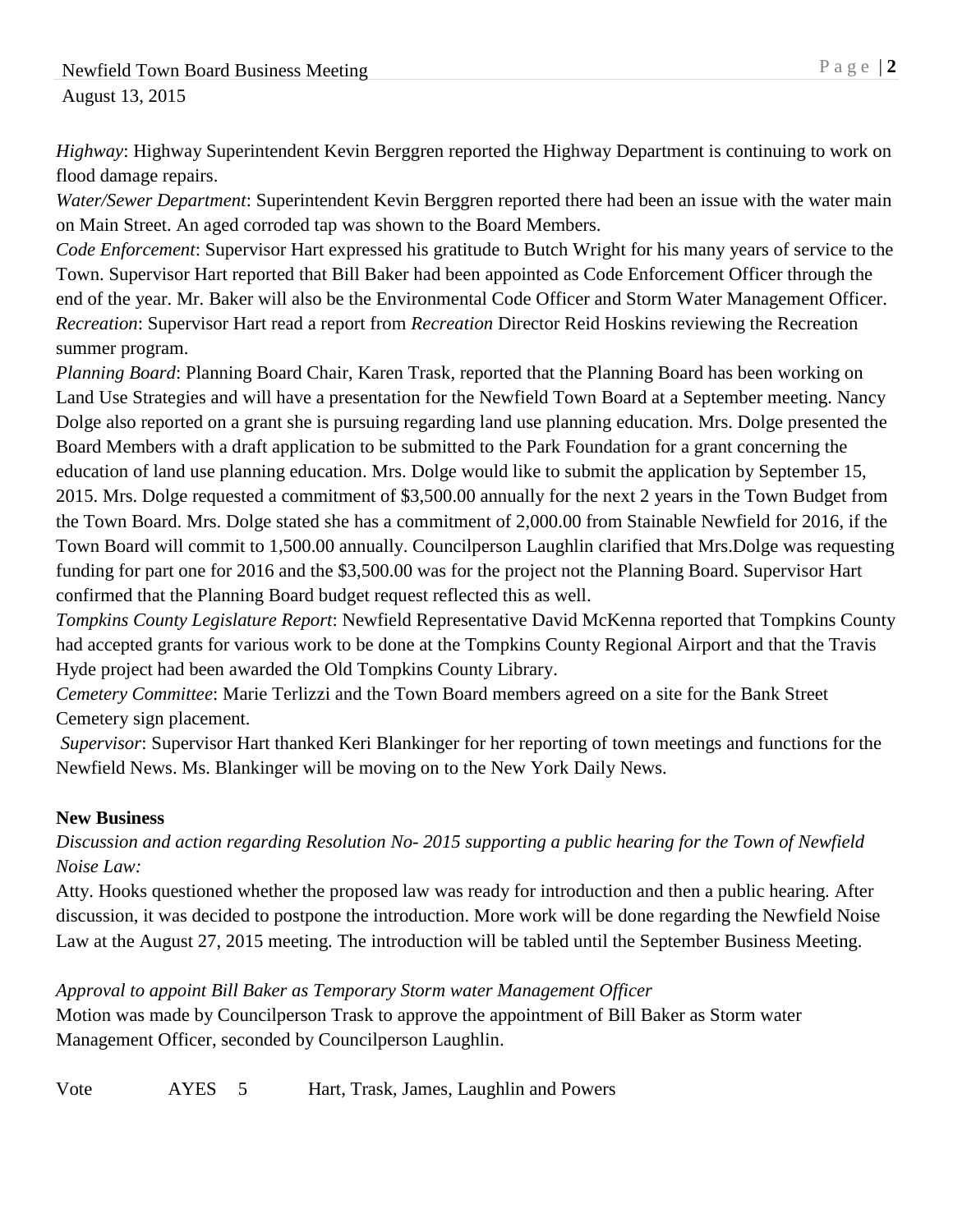*Highway*: Highway Superintendent Kevin Berggren reported the Highway Department is continuing to work on flood damage repairs.

*Water/Sewer Department*: Superintendent Kevin Berggren reported there had been an issue with the water main on Main Street. An aged corroded tap was shown to the Board Members.

*Code Enforcement*: Supervisor Hart expressed his gratitude to Butch Wright for his many years of service to the Town. Supervisor Hart reported that Bill Baker had been appointed as Code Enforcement Officer through the end of the year. Mr. Baker will also be the Environmental Code Officer and Storm Water Management Officer.

*Recreation*: Supervisor Hart read a report from *Recreation* Director Reid Hoskins reviewing the Recreation summer program.

*Planning Board*: Planning Board Chair, Karen Trask, reported that the Planning Board has been working on Land Use Strategies and will have a presentation for the Newfield Town Board at a September meeting. Nancy Dolge also reported on a grant she is pursuing regarding land use planning education. Mrs. Dolge presented the Board Members with a draft application to be submitted to the Park Foundation for a grant concerning the education of land use planning education. Mrs. Dolge would like to submit the application by September 15, 2015. Mrs. Dolge requested a commitment of $3,500.00 annually for the next 2 years in the Town Budget from the Town Board. Mrs. Dolge stated she has a commitment of 2,000.00 from Stainable Newfield for 2016, if the Town Board will commit to 1,500.00 annually. Councilperson Laughlin clarified that Mrs.Dolge was requesting funding for part one for 2016 and the $3,500.00 was for the project not the Planning Board. Supervisor Hart confirmed that the Planning Board budget request reflected this as well.

*Tompkins County Legislature Report*: Newfield Representative David McKenna reported that Tompkins County had accepted grants for various work to be done at the Tompkins County Regional Airport and that the Travis Hyde project had been awarded the Old Tompkins County Library.

*Cemetery Committee*: Marie Terlizzi and the Town Board members agreed on a site for the Bank Street Cemetery sign placement.

*Supervisor*: Supervisor Hart thanked Keri Blankinger for her reporting of town meetings and functions for the Newfield News. Ms. Blankinger will be moving on to the New York Daily News.

**New Business**

*Discussion and action regarding Resolution No- 2015 supporting a public hearing for the Town of Newfield Noise Law:*

Atty. Hooks questioned whether the proposed law was ready for introduction and then a public hearing. After discussion, it was decided to postpone the introduction. More work will be done regarding the Newfield Noise Law at the August 27, 2015 meeting. The introduction will be tabled until the September Business Meeting.

*Approval to appoint Bill Baker as Temporary Storm water Management Officer*

Motion was made by Councilperson Trask to approve the appointment of Bill Baker as Storm water Management Officer, seconded by Councilperson Laughlin.

Vote AYES 5 Hart, Trask, James, Laughlin and Powers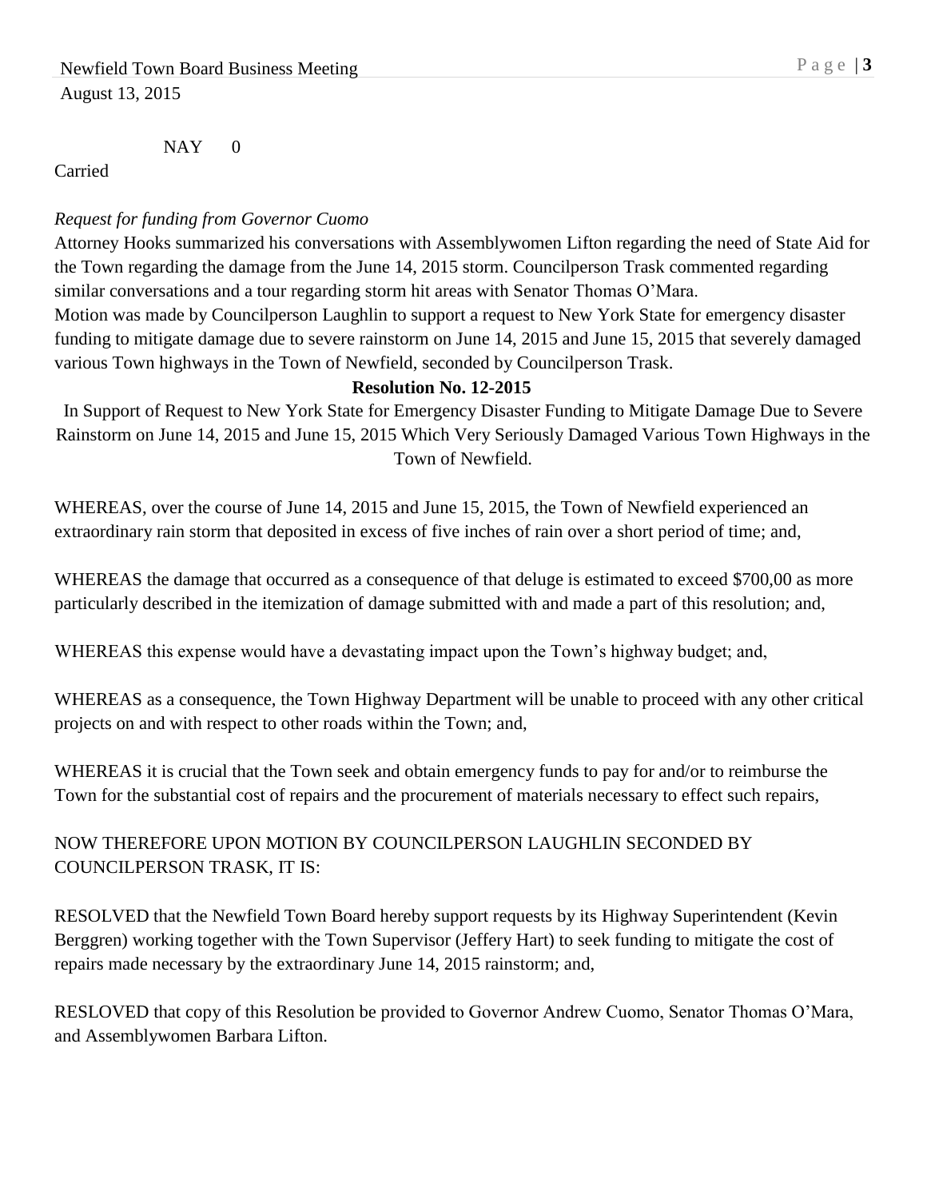NAY 0

Carried

*Request for funding from Governor Cuomo*

Attorney Hooks summarized his conversations with Assemblywomen Lifton regarding the need of State Aid for the Town regarding the damage from the June 14, 2015 storm. Councilperson Trask commented regarding similar conversations and a tour regarding storm hit areas with Senator Thomas O'Mara.

Motion was made by Councilperson Laughlin to support a request to New York State for emergency disaster funding to mitigate damage due to severe rainstorm on June 14, 2015 and June 15, 2015 that severely damaged various Town highways in the Town of Newfield, seconded by Councilperson Trask.

**Resolution No. 12-2015**

In Support of Request to New York State for Emergency Disaster Funding to Mitigate Damage Due to Severe Rainstorm on June 14, 2015 and June 15, 2015 Which Very Seriously Damaged Various Town Highways in the Town of Newfield.

WHEREAS, over the course of June 14, 2015 and June 15, 2015, the Town of Newfield experienced an extraordinary rain storm that deposited in excess of five inches of rain over a short period of time; and,

WHEREAS the damage that occurred as a consequence of that deluge is estimated to exceed $700,00 as more particularly described in the itemization of damage submitted with and made a part of this resolution; and,

WHEREAS this expense would have a devastating impact upon the Town's highway budget; and,

WHEREAS as a consequence, the Town Highway Department will be unable to proceed with any other critical projects on and with respect to other roads within the Town; and,

WHEREAS it is crucial that the Town seek and obtain emergency funds to pay for and/or to reimburse the Town for the substantial cost of repairs and the procurement of materials necessary to effect such repairs,

NOW THEREFORE UPON MOTION BY COUNCILPERSON LAUGHLIN SECONDED BY COUNCILPERSON TRASK, IT IS:

RESOLVED that the Newfield Town Board hereby support requests by its Highway Superintendent (Kevin Berggren) working together with the Town Supervisor (Jeffery Hart) to seek funding to mitigate the cost of repairs made necessary by the extraordinary June 14, 2015 rainstorm; and,

RESLOVED that copy of this Resolution be provided to Governor Andrew Cuomo, Senator Thomas O'Mara, and Assemblywomen Barbara Lifton.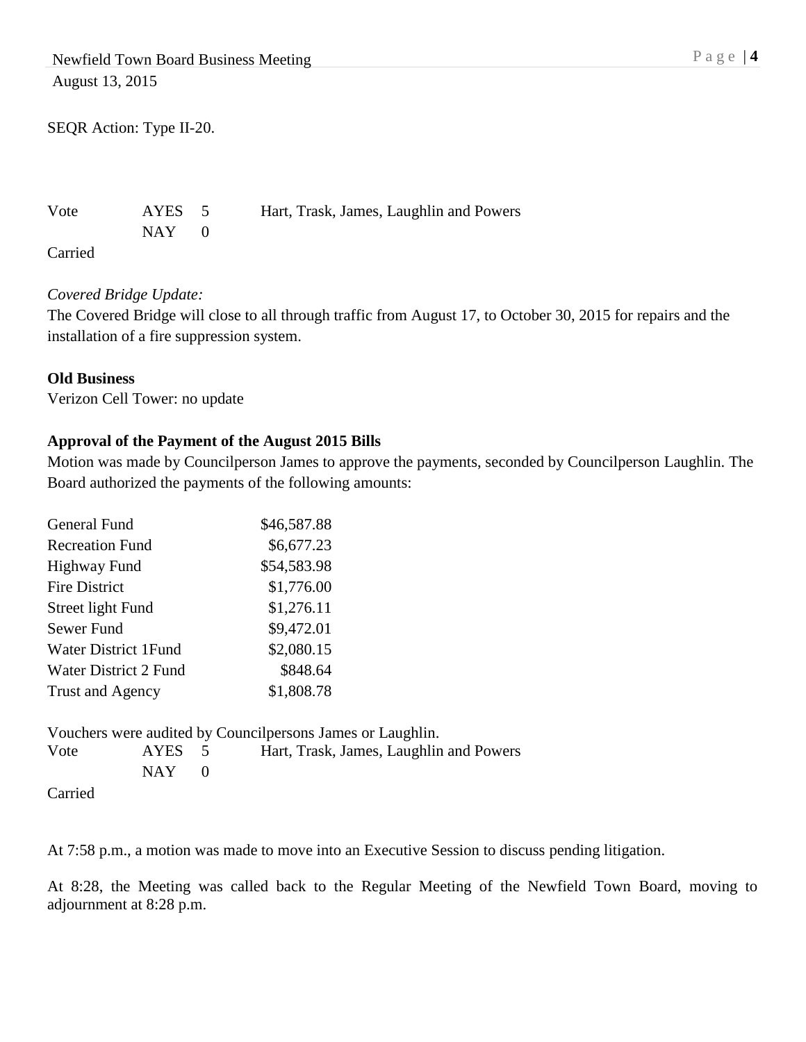SEQR Action: Type II-20.

| Vote | AYES | 5 | Hart, Trask, James, Laughlin and Powers |
|---|---|---|---|
| | NAY | 0 | |

Carried

*Covered Bridge Update:*
The Covered Bridge will close to all through traffic from August 17, to October 30, 2015 for repairs and the installation of a fire suppression system.

**Old Business**
Verizon Cell Tower: no update

**Approval of the Payment of the August 2015 Bills**
Motion was made by Councilperson James to approve the payments, seconded by Councilperson Laughlin. The Board authorized the payments of the following amounts:

| | |
|---|---|
| General Fund | $46,587.88 |
| Recreation Fund | $6,677.23 |
| Highway Fund | $54,583.98 |
| Fire District | $1,776.00 |
| Street light Fund | $1,276.11 |
| Sewer Fund | $9,472.01 |
| Water District 1Fund | $2,080.15 |
| Water District 2 Fund | $848.64 |
| Trust and Agency | $1,808.78 |

Vouchers were audited by Councilpersons James or Laughlin.

| Vote | AYES | 5 | Hart, Trask, James, Laughlin and Powers |
|---|---|---|---|
| | NAY | 0 | |

Carried

At 7:58 p.m., a motion was made to move into an Executive Session to discuss pending litigation.

At 8:28, the Meeting was called back to the Regular Meeting of the Newfield Town Board, moving to adjournment at 8:28 p.m.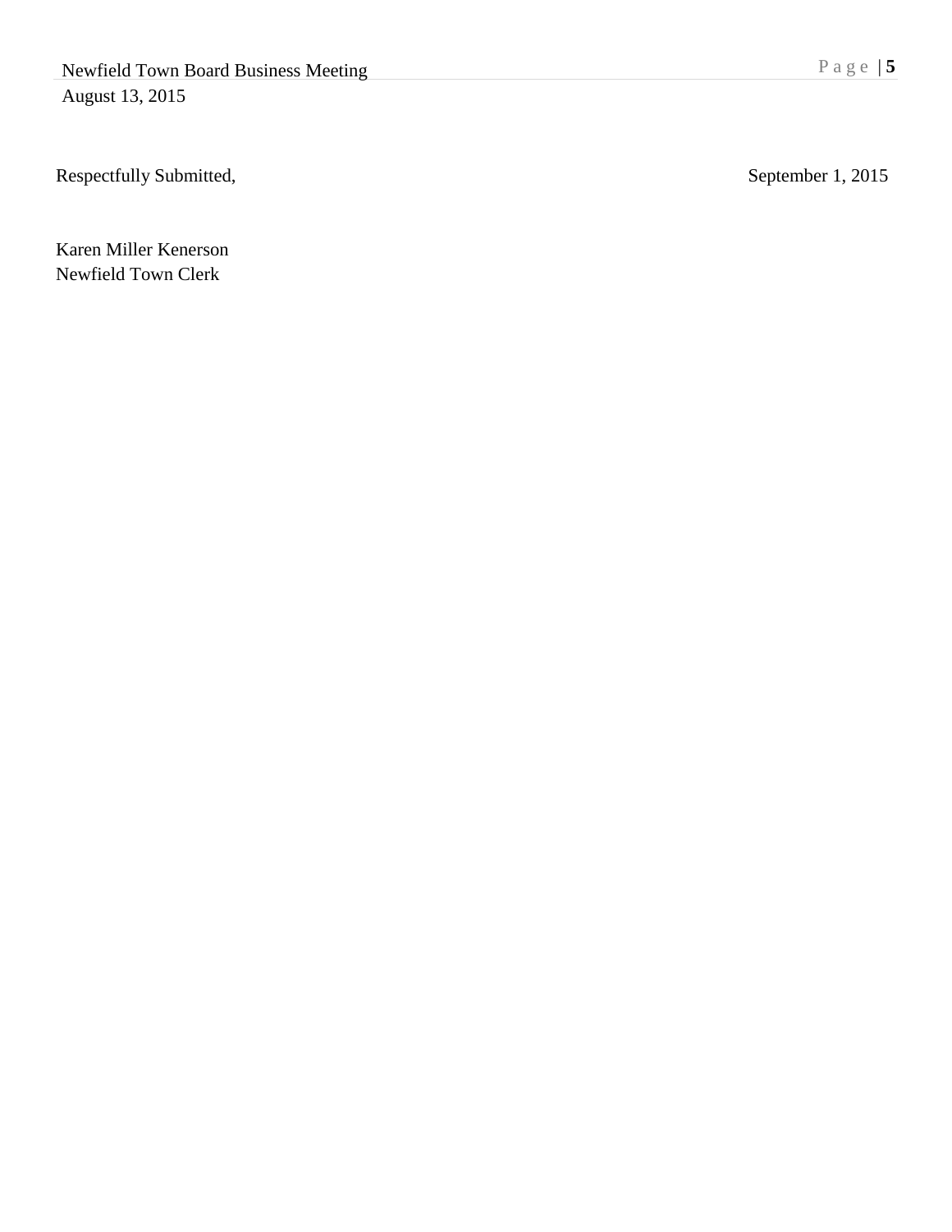Respectfully Submitted, September 1, 2015

Karen Miller Kenerson
Newfield Town Clerk